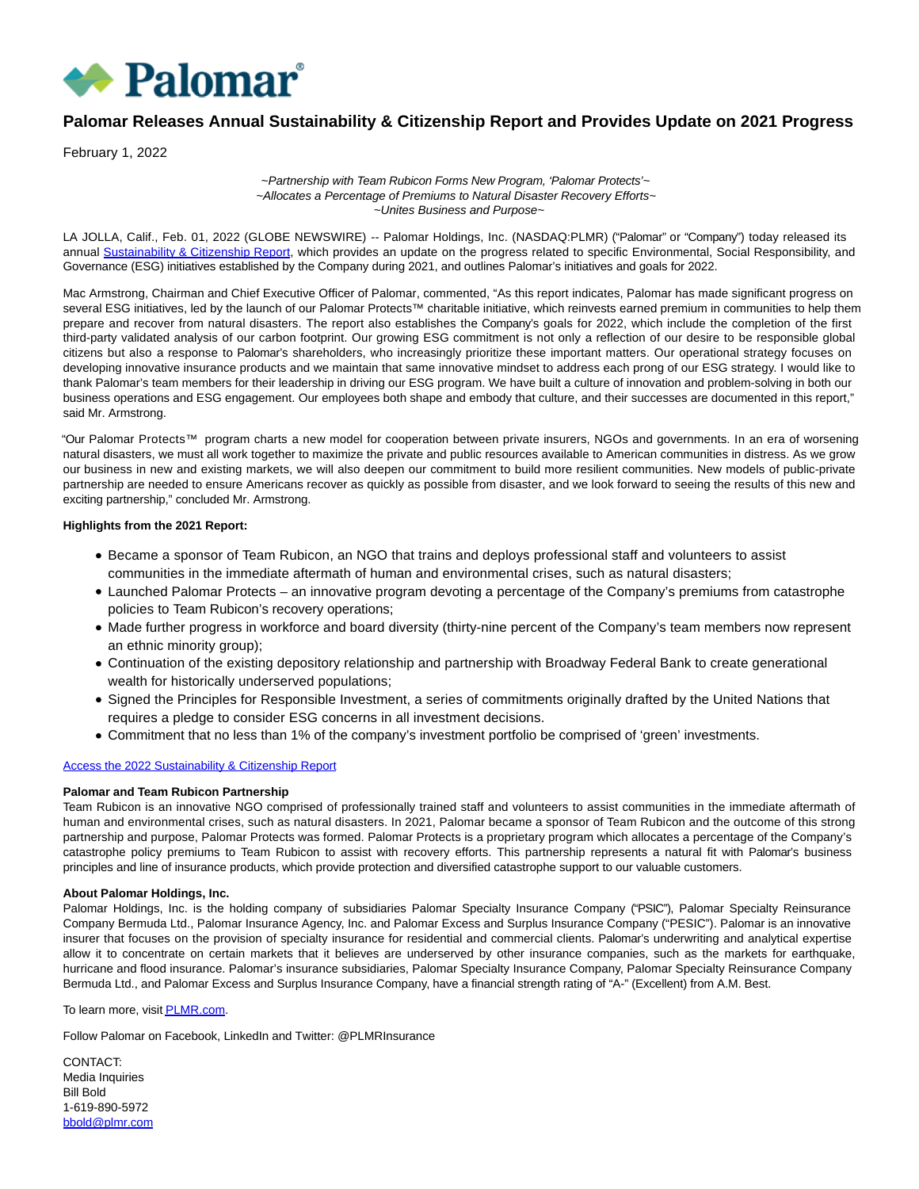# Palomar Releases Annual Sustainability & Citizenship Report and Provides Update on 2021 Progress

February 1, 2022

*~Partnership with Team Rubicon Forms New Program, 'Palomar Protects'~*
*~Allocates a Percentage of Premiums to Natural Disaster Recovery Efforts~*
*~Unites Business and Purpose~*

LA JOLLA, Calif., Feb. 01, 2022 (GLOBE NEWSWIRE) -- Palomar Holdings, Inc. (NASDAQ:PLMR) ("Palomar" or "Company") today released its annual Sustainability & Citizenship Report, which provides an update on the progress related to specific Environmental, Social Responsibility, and Governance (ESG) initiatives established by the Company during 2021, and outlines Palomar's initiatives and goals for 2022.

Mac Armstrong, Chairman and Chief Executive Officer of Palomar, commented, "As this report indicates, Palomar has made significant progress on several ESG initiatives, led by the launch of our Palomar Protects™ charitable initiative, which reinvests earned premium in communities to help them prepare and recover from natural disasters. The report also establishes the Company's goals for 2022, which include the completion of the first third-party validated analysis of our carbon footprint. Our growing ESG commitment is not only a reflection of our desire to be responsible global citizens but also a response to Palomar's shareholders, who increasingly prioritize these important matters. Our operational strategy focuses on developing innovative insurance products and we maintain that same innovative mindset to address each prong of our ESG strategy. I would like to thank Palomar's team members for their leadership in driving our ESG program. We have built a culture of innovation and problem-solving in both our business operations and ESG engagement. Our employees both shape and embody that culture, and their successes are documented in this report," said Mr. Armstrong.

"Our Palomar Protects™ program charts a new model for cooperation between private insurers, NGOs and governments. In an era of worsening natural disasters, we must all work together to maximize the private and public resources available to American communities in distress. As we grow our business in new and existing markets, we will also deepen our commitment to build more resilient communities. New models of public-private partnership are needed to ensure Americans recover as quickly as possible from disaster, and we look forward to seeing the results of this new and exciting partnership," concluded Mr. Armstrong.

**Highlights from the 2021 Report:**

- Became a sponsor of Team Rubicon, an NGO that trains and deploys professional staff and volunteers to assist communities in the immediate aftermath of human and environmental crises, such as natural disasters;
- Launched Palomar Protects – an innovative program devoting a percentage of the Company's premiums from catastrophe policies to Team Rubicon's recovery operations;
- Made further progress in workforce and board diversity (thirty-nine percent of the Company's team members now represent an ethnic minority group);
- Continuation of the existing depository relationship and partnership with Broadway Federal Bank to create generational wealth for historically underserved populations;
- Signed the Principles for Responsible Investment, a series of commitments originally drafted by the United Nations that requires a pledge to consider ESG concerns in all investment decisions.
- Commitment that no less than 1% of the company's investment portfolio be comprised of 'green' investments.

Access the 2022 Sustainability & Citizenship Report

**Palomar and Team Rubicon Partnership**
Team Rubicon is an innovative NGO comprised of professionally trained staff and volunteers to assist communities in the immediate aftermath of human and environmental crises, such as natural disasters. In 2021, Palomar became a sponsor of Team Rubicon and the outcome of this strong partnership and purpose, Palomar Protects was formed. Palomar Protects is a proprietary program which allocates a percentage of the Company's catastrophe policy premiums to Team Rubicon to assist with recovery efforts. This partnership represents a natural fit with Palomar's business principles and line of insurance products, which provide protection and diversified catastrophe support to our valuable customers.

**About Palomar Holdings, Inc.**
Palomar Holdings, Inc. is the holding company of subsidiaries Palomar Specialty Insurance Company ("PSIC"), Palomar Specialty Reinsurance Company Bermuda Ltd., Palomar Insurance Agency, Inc. and Palomar Excess and Surplus Insurance Company ("PESIC"). Palomar is an innovative insurer that focuses on the provision of specialty insurance for residential and commercial clients. Palomar's underwriting and analytical expertise allow it to concentrate on certain markets that it believes are underserved by other insurance companies, such as the markets for earthquake, hurricane and flood insurance. Palomar's insurance subsidiaries, Palomar Specialty Insurance Company, Palomar Specialty Reinsurance Company Bermuda Ltd., and Palomar Excess and Surplus Insurance Company, have a financial strength rating of "A-" (Excellent) from A.M. Best.

To learn more, visit PLMR.com.

Follow Palomar on Facebook, LinkedIn and Twitter: @PLMRInsurance

CONTACT:
Media Inquiries
Bill Bold
1-619-890-5972
bbold@plmr.com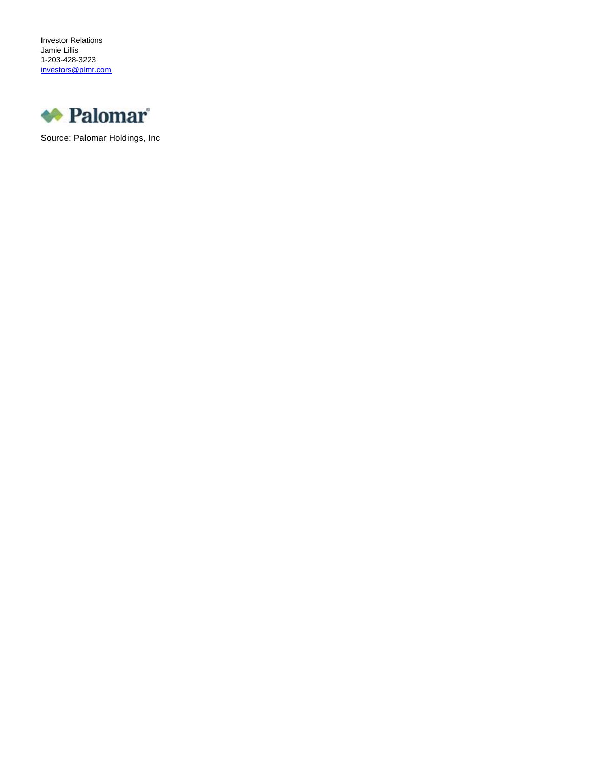Investor Relations
Jamie Lillis
1-203-428-3223
investors@plmr.com

Palomar®

Source: Palomar Holdings, Inc